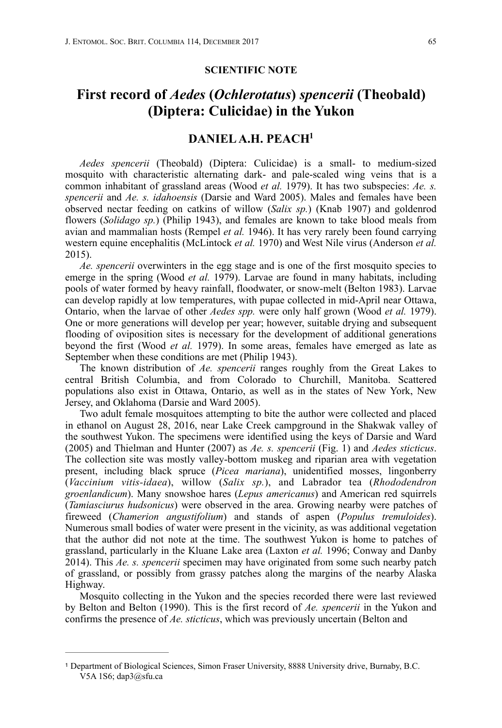**SCIENTIFIC NOTE**

# First record of *Aedes* (*Ochlerotatus*) *spencerii* (Theobald) (Diptera: Culicidae) in the Yukon

## DANIEL A.H. PEACH[1]

*Aedes spencerii* (Theobald) (Diptera: Culicidae) is a small- to medium-sized mosquito with characteristic alternating dark- and pale-scaled wing veins that is a common inhabitant of grassland areas (Wood *et al.* 1979). It has two subspecies: *Ae. s. spencerii* and *Ae. s. idahoensis* (Darsie and Ward 2005). Males and females have been observed nectar feeding on catkins of willow (*Salix sp.*) (Knab 1907) and goldenrod flowers (*Solidago sp.*) (Philip 1943), and females are known to take blood meals from avian and mammalian hosts (Rempel *et al.* 1946). It has very rarely been found carrying western equine encephalitis (McLintock *et al.* 1970) and West Nile virus (Anderson *et al.* 2015).

*Ae. spencerii* overwinters in the egg stage and is one of the first mosquito species to emerge in the spring (Wood *et al.* 1979). Larvae are found in many habitats, including pools of water formed by heavy rainfall, floodwater, or snow-melt (Belton 1983). Larvae can develop rapidly at low temperatures, with pupae collected in mid-April near Ottawa, Ontario, when the larvae of other *Aedes spp.* were only half grown (Wood *et al.* 1979). One or more generations will develop per year; however, suitable drying and subsequent flooding of oviposition sites is necessary for the development of additional generations beyond the first (Wood *et al.* 1979). In some areas, females have emerged as late as September when these conditions are met (Philip 1943).

The known distribution of *Ae. spencerii* ranges roughly from the Great Lakes to central British Columbia, and from Colorado to Churchill, Manitoba. Scattered populations also exist in Ottawa, Ontario, as well as in the states of New York, New Jersey, and Oklahoma (Darsie and Ward 2005).

Two adult female mosquitoes attempting to bite the author were collected and placed in ethanol on August 28, 2016, near Lake Creek campground in the Shakwak valley of the southwest Yukon. The specimens were identified using the keys of Darsie and Ward (2005) and Thielman and Hunter (2007) as *Ae. s. spencerii* (Fig. 1) and *Aedes sticticus*. The collection site was mostly valley-bottom muskeg and riparian area with vegetation present, including black spruce (*Picea mariana*), unidentified mosses, lingonberry (*Vaccinium vitis-idaea*), willow (*Salix sp.*), and Labrador tea (*Rhododendron groenlandicum*). Many snowshoe hares (*Lepus americanus*) and American red squirrels (*Tamiasciurus hudsonicus*) were observed in the area. Growing nearby were patches of fireweed (*Chamerion angustifolium*) and stands of aspen (*Populus tremuloides*). Numerous small bodies of water were present in the vicinity, as was additional vegetation that the author did not note at the time. The southwest Yukon is home to patches of grassland, particularly in the Kluane Lake area (Laxton *et al.* 1996; Conway and Danby 2014). This *Ae. s. spencerii* specimen may have originated from some such nearby patch of grassland, or possibly from grassy patches along the margins of the nearby Alaska Highway.

Mosquito collecting in the Yukon and the species recorded there were last reviewed by Belton and Belton (1990). This is the first record of *Ae. spencerii* in the Yukon and confirms the presence of *Ae. sticticus*, which was previously uncertain (Belton and

---

[1] Department of Biological Sciences, Simon Fraser University, 8888 University drive, Burnaby, B.C. V5A 1S6; dap3@sfu.ca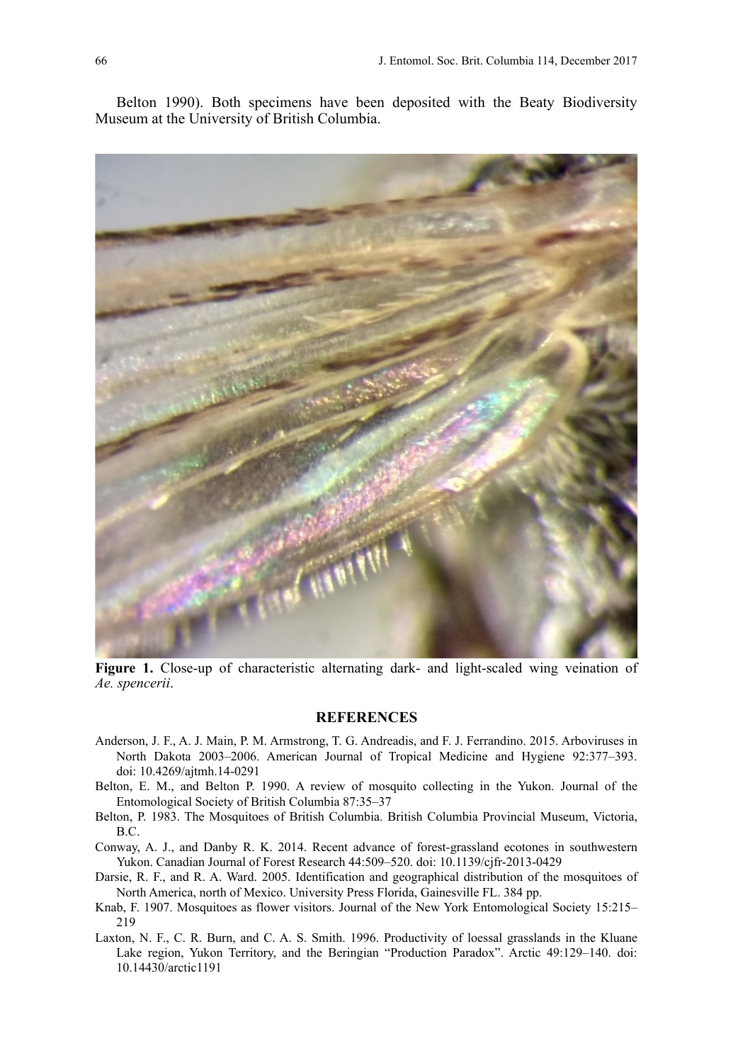Belton 1990). Both specimens have been deposited with the Beaty Biodiversity Museum at the University of British Columbia.

**Figure 1.** Close-up of characteristic alternating dark- and light-scaled wing veination of *Ae. spencerii*.

## REFERENCES

Anderson, J. F., A. J. Main, P. M. Armstrong, T. G. Andreadis, and F. J. Ferrandino. 2015. Arboviruses in North Dakota 2003–2006. American Journal of Tropical Medicine and Hygiene 92:377–393. doi: 10.4269/ajtmh.14-0291

Belton, E. M., and Belton P. 1990. A review of mosquito collecting in the Yukon. Journal of the Entomological Society of British Columbia 87:35–37

Belton, P. 1983. The Mosquitoes of British Columbia. British Columbia Provincial Museum, Victoria, B.C.

Conway, A. J., and Danby R. K. 2014. Recent advance of forest-grassland ecotones in southwestern Yukon. Canadian Journal of Forest Research 44:509–520. doi: 10.1139/cjfr-2013-0429

Darsie, R. F., and R. A. Ward. 2005. Identification and geographical distribution of the mosquitoes of North America, north of Mexico. University Press Florida, Gainesville FL. 384 pp.

Knab, F. 1907. Mosquitoes as flower visitors. Journal of the New York Entomological Society 15:215–219

Laxton, N. F., C. R. Burn, and C. A. S. Smith. 1996. Productivity of loessal grasslands in the Kluane Lake region, Yukon Territory, and the Beringian "Production Paradox". Arctic 49:129–140. doi: 10.14430/arctic1191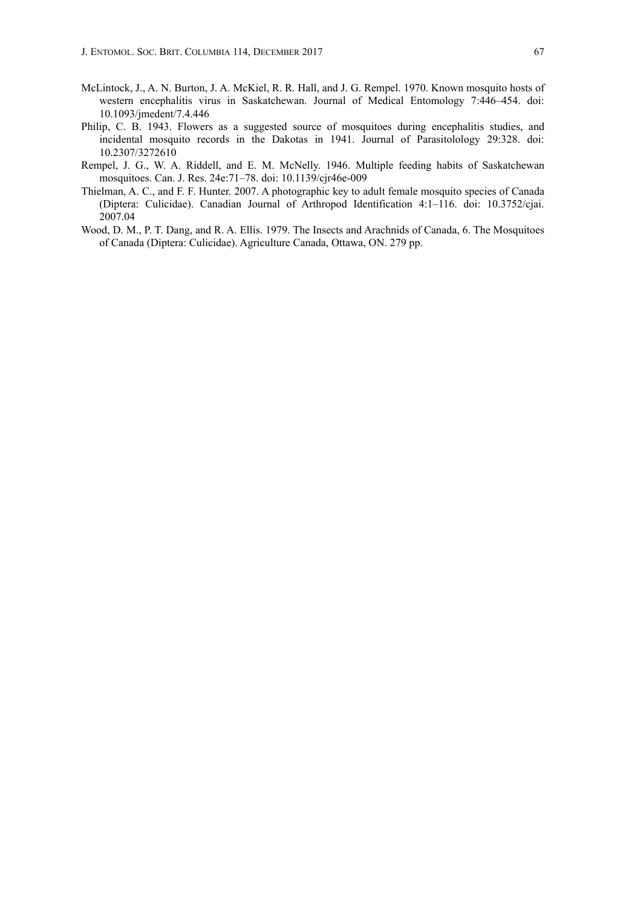McLintock, J., A. N. Burton, J. A. McKiel, R. R. Hall, and J. G. Rempel. 1970. Known mosquito hosts of western encephalitis virus in Saskatchewan. Journal of Medical Entomology 7:446–454. doi: 10.1093/jmedent/7.4.446

Philip, C. B. 1943. Flowers as a suggested source of mosquitoes during encephalitis studies, and incidental mosquito records in the Dakotas in 1941. Journal of Parasitolology 29:328. doi: 10.2307/3272610

Rempel, J. G., W. A. Riddell, and E. M. McNelly. 1946. Multiple feeding habits of Saskatchewan mosquitoes. Can. J. Res. 24e:71–78. doi: 10.1139/cjr46e-009

Thielman, A. C., and F. F. Hunter. 2007. A photographic key to adult female mosquito species of Canada (Diptera: Culicidae). Canadian Journal of Arthropod Identification 4:1–116. doi: 10.3752/cjai.2007.04

Wood, D. M., P. T. Dang, and R. A. Ellis. 1979. The Insects and Arachnids of Canada, 6. The Mosquitoes of Canada (Diptera: Culicidae). Agriculture Canada, Ottawa, ON. 279 pp.